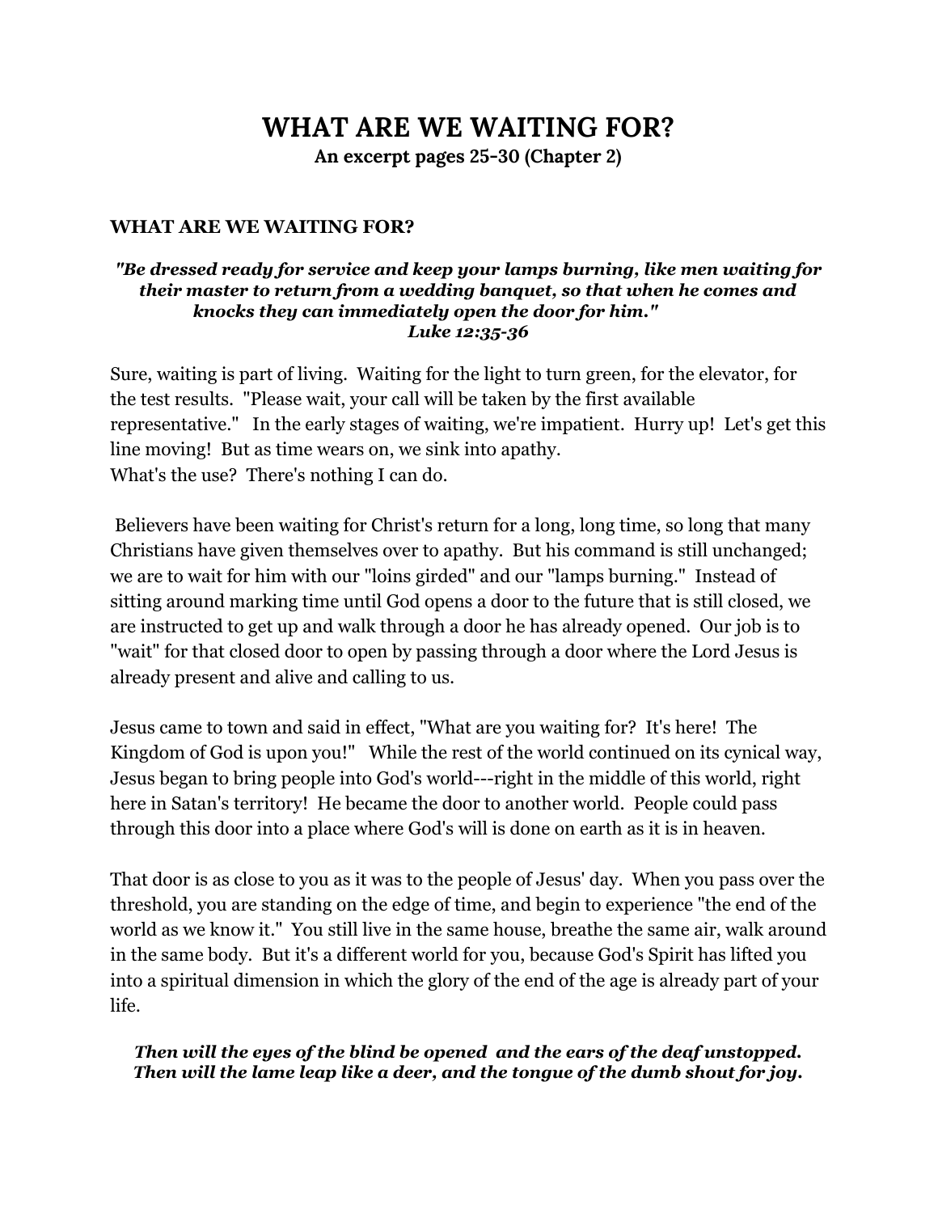# WHAT ARE WE WAITING FOR?

**An excerpt pages 25-30 (Chapter 2)**

## WHAT ARE WE WAITING FOR?

***"Be dressed ready for service and keep your lamps burning, like men waiting for their master to return from a wedding banquet, so that when he comes and knocks they can immediately open the door for him."***
***Luke 12:35-36***

Sure, waiting is part of living. Waiting for the light to turn green, for the elevator, for the test results. "Please wait, your call will be taken by the first available representative." In the early stages of waiting, we're impatient. Hurry up! Let's get this line moving! But as time wears on, we sink into apathy.
What's the use? There's nothing I can do.

Believers have been waiting for Christ's return for a long, long time, so long that many Christians have given themselves over to apathy. But his command is still unchanged; we are to wait for him with our "loins girded" and our "lamps burning." Instead of sitting around marking time until God opens a door to the future that is still closed, we are instructed to get up and walk through a door he has already opened. Our job is to "wait" for that closed door to open by passing through a door where the Lord Jesus is already present and alive and calling to us.

Jesus came to town and said in effect, "What are you waiting for? It's here! The Kingdom of God is upon you!" While the rest of the world continued on its cynical way, Jesus began to bring people into God's world---right in the middle of this world, right here in Satan's territory! He became the door to another world. People could pass through this door into a place where God's will is done on earth as it is in heaven.

That door is as close to you as it was to the people of Jesus' day. When you pass over the threshold, you are standing on the edge of time, and begin to experience "the end of the world as we know it." You still live in the same house, breathe the same air, walk around in the same body. But it's a different world for you, because God's Spirit has lifted you into a spiritual dimension in which the glory of the end of the age is already part of your life.

***Then will the eyes of the blind be opened and the ears of the deaf unstopped. Then will the lame leap like a deer, and the tongue of the dumb shout for joy.***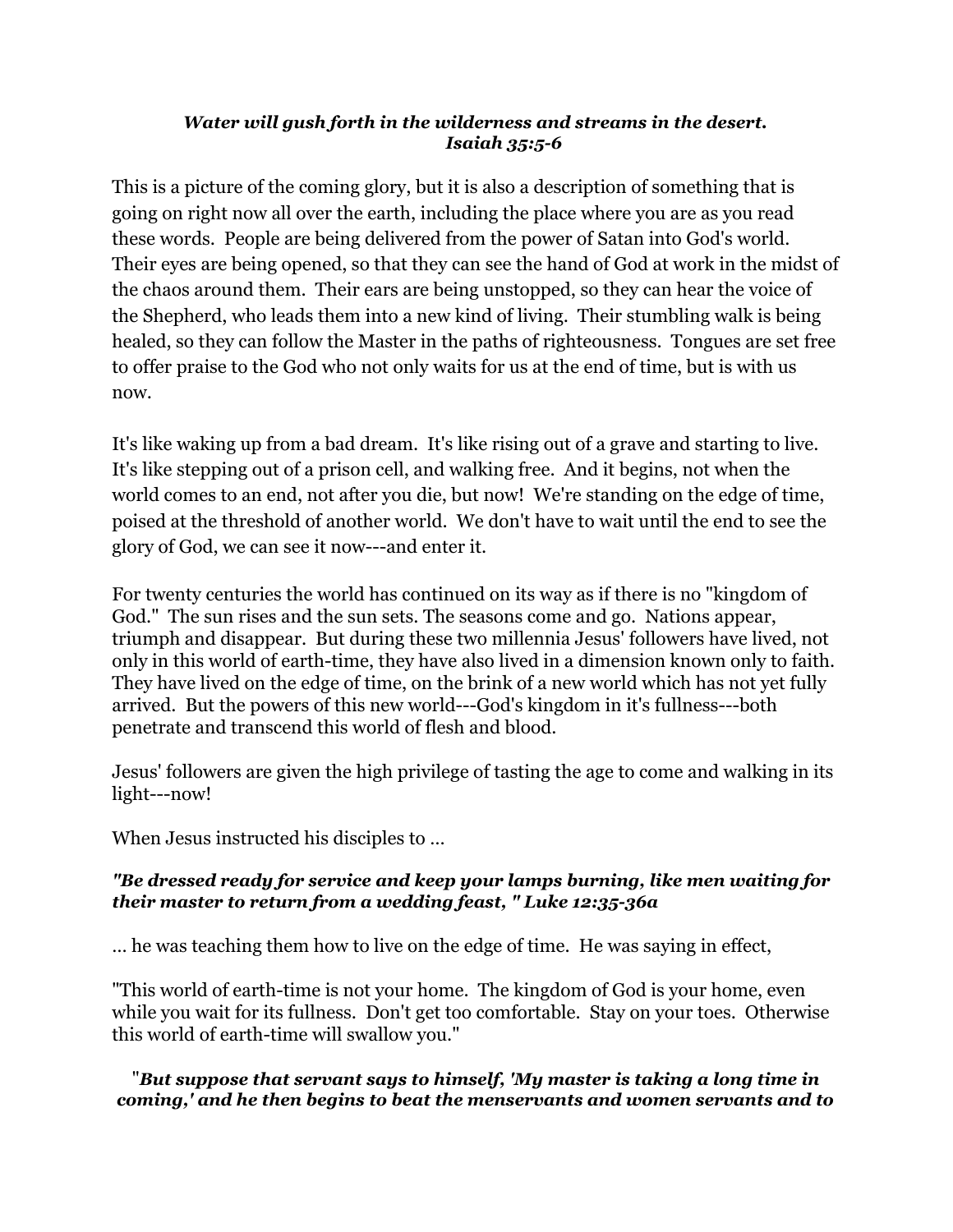***Water will gush forth in the wilderness and streams in the desert.***
***Isaiah 35:5-6***

This is a picture of the coming glory, but it is also a description of something that is going on right now all over the earth, including the place where you are as you read these words. People are being delivered from the power of Satan into God's world. Their eyes are being opened, so that they can see the hand of God at work in the midst of the chaos around them. Their ears are being unstopped, so they can hear the voice of the Shepherd, who leads them into a new kind of living. Their stumbling walk is being healed, so they can follow the Master in the paths of righteousness. Tongues are set free to offer praise to the God who not only waits for us at the end of time, but is with us now.

It's like waking up from a bad dream. It's like rising out of a grave and starting to live. It's like stepping out of a prison cell, and walking free. And it begins, not when the world comes to an end, not after you die, but now! We're standing on the edge of time, poised at the threshold of another world. We don't have to wait until the end to see the glory of God, we can see it now---and enter it.

For twenty centuries the world has continued on its way as if there is no "kingdom of God." The sun rises and the sun sets. The seasons come and go. Nations appear, triumph and disappear. But during these two millennia Jesus' followers have lived, not only in this world of earth-time, they have also lived in a dimension known only to faith. They have lived on the edge of time, on the brink of a new world which has not yet fully arrived. But the powers of this new world---God's kingdom in it's fullness---both penetrate and transcend this world of flesh and blood.

Jesus' followers are given the high privilege of tasting the age to come and walking in its light---now!

When Jesus instructed his disciples to ...

***"Be dressed ready for service and keep your lamps burning, like men waiting for their master to return from a wedding feast, " Luke 12:35-36a***

... he was teaching them how to live on the edge of time. He was saying in effect,

"This world of earth-time is not your home. The kingdom of God is your home, even while you wait for its fullness. Don't get too comfortable. Stay on your toes. Otherwise this world of earth-time will swallow you."

"***But suppose that servant says to himself, 'My master is taking a long time in coming,' and he then begins to beat the menservants and women servants and to***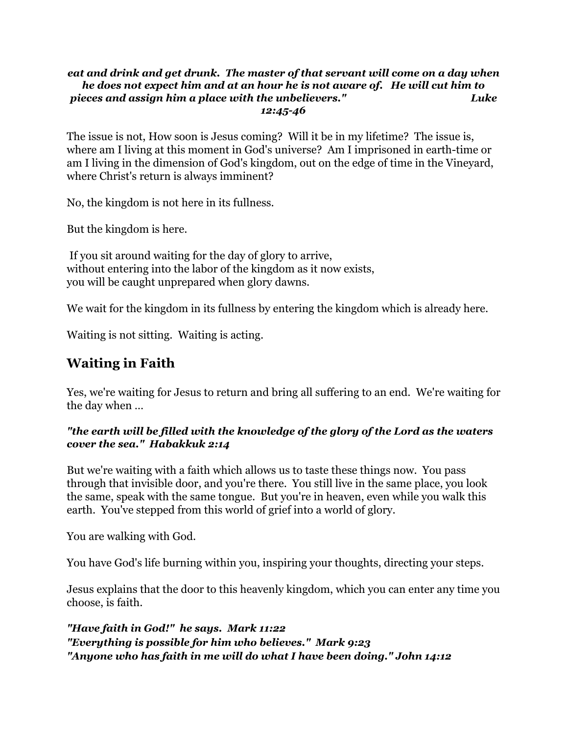***eat and drink and get drunk. The master of that servant will come on a day when he does not expect him and at an hour he is not aware of. He will cut him to pieces and assign him a place with the unbelievers." Luke 12:45-46***

The issue is not, How soon is Jesus coming? Will it be in my lifetime? The issue is, where am I living at this moment in God's universe? Am I imprisoned in earth-time or am I living in the dimension of God's kingdom, out on the edge of time in the Vineyard, where Christ's return is always imminent?

No, the kingdom is not here in its fullness.

But the kingdom is here.

If you sit around waiting for the day of glory to arrive,
without entering into the labor of the kingdom as it now exists,
you will be caught unprepared when glory dawns.

We wait for the kingdom in its fullness by entering the kingdom which is already here.

Waiting is not sitting. Waiting is acting.

## Waiting in Faith

Yes, we're waiting for Jesus to return and bring all suffering to an end. We're waiting for the day when ...

***"the earth will be filled with the knowledge of the glory of the Lord as the waters cover the sea." Habakkuk 2:14***

But we're waiting with a faith which allows us to taste these things now. You pass through that invisible door, and you're there. You still live in the same place, you look the same, speak with the same tongue. But you're in heaven, even while you walk this earth. You've stepped from this world of grief into a world of glory.

You are walking with God.

You have God's life burning within you, inspiring your thoughts, directing your steps.

Jesus explains that the door to this heavenly kingdom, which you can enter any time you choose, is faith.

***"Have faith in God!" he says. Mark 11:22***
***"Everything is possible for him who believes." Mark 9:23***
***"Anyone who has faith in me will do what I have been doing." John 14:12***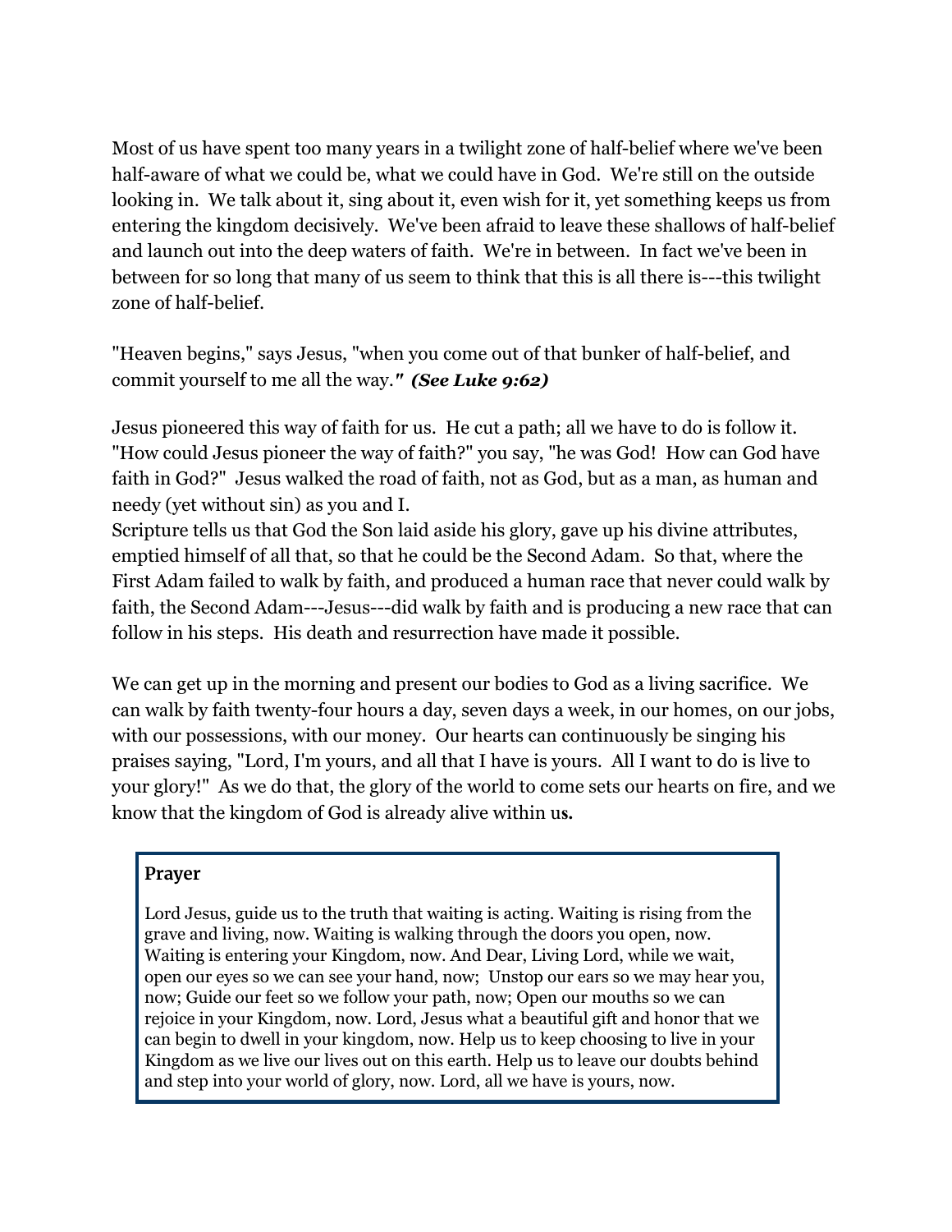Most of us have spent too many years in a twilight zone of half-belief where we've been half-aware of what we could be, what we could have in God. We're still on the outside looking in. We talk about it, sing about it, even wish for it, yet something keeps us from entering the kingdom decisively. We've been afraid to leave these shallows of half-belief and launch out into the deep waters of faith. We're in between. In fact we've been in between for so long that many of us seem to think that this is all there is---this twilight zone of half-belief.

"Heaven begins," says Jesus, "when you come out of that bunker of half-belief, and commit yourself to me all the way.***" (See Luke 9:62)***

Jesus pioneered this way of faith for us. He cut a path; all we have to do is follow it. "How could Jesus pioneer the way of faith?" you say, "he was God! How can God have faith in God?" Jesus walked the road of faith, not as God, but as a man, as human and needy (yet without sin) as you and I.

Scripture tells us that God the Son laid aside his glory, gave up his divine attributes, emptied himself of all that, so that he could be the Second Adam. So that, where the First Adam failed to walk by faith, and produced a human race that never could walk by faith, the Second Adam---Jesus---did walk by faith and is producing a new race that can follow in his steps. His death and resurrection have made it possible.

We can get up in the morning and present our bodies to God as a living sacrifice. We can walk by faith twenty-four hours a day, seven days a week, in our homes, on our jobs, with our possessions, with our money. Our hearts can continuously be singing his praises saying, "Lord, I'm yours, and all that I have is yours. All I want to do is live to your glory!" As we do that, the glory of the world to come sets our hearts on fire, and we know that the kingdom of God is already alive within us.

**Prayer**

Lord Jesus, guide us to the truth that waiting is acting. Waiting is rising from the grave and living, now. Waiting is walking through the doors you open, now. Waiting is entering your Kingdom, now. And Dear, Living Lord, while we wait, open our eyes so we can see your hand, now; Unstop our ears so we may hear you, now; Guide our feet so we follow your path, now; Open our mouths so we can rejoice in your Kingdom, now. Lord, Jesus what a beautiful gift and honor that we can begin to dwell in your kingdom, now. Help us to keep choosing to live in your Kingdom as we live our lives out on this earth. Help us to leave our doubts behind and step into your world of glory, now. Lord, all we have is yours, now.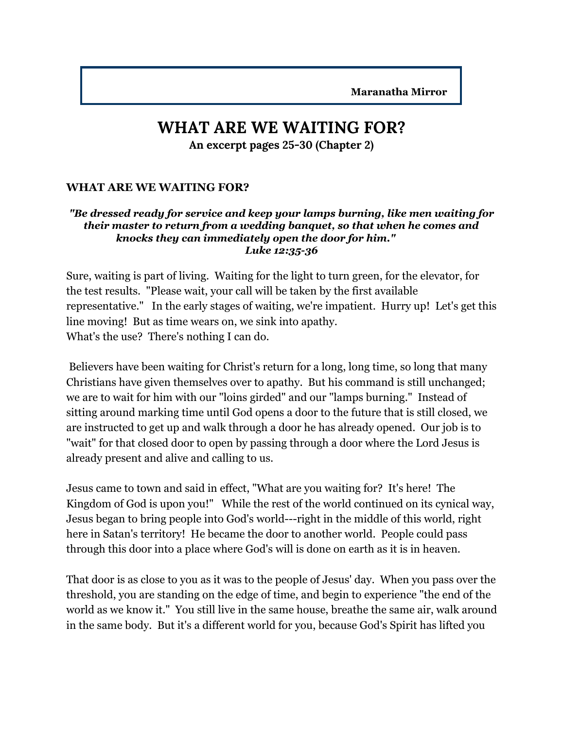**Maranatha Mirror**

# WHAT ARE WE WAITING FOR?

**An excerpt pages 25-30 (Chapter 2)**

## WHAT ARE WE WAITING FOR?

***"Be dressed ready for service and keep your lamps burning, like men waiting for their master to return from a wedding banquet, so that when he comes and knocks they can immediately open the door for him."***
***Luke 12:35-36***

Sure, waiting is part of living. Waiting for the light to turn green, for the elevator, for the test results. "Please wait, your call will be taken by the first available representative." In the early stages of waiting, we're impatient. Hurry up! Let's get this line moving! But as time wears on, we sink into apathy.
What's the use? There's nothing I can do.

Believers have been waiting for Christ's return for a long, long time, so long that many Christians have given themselves over to apathy. But his command is still unchanged; we are to wait for him with our "loins girded" and our "lamps burning." Instead of sitting around marking time until God opens a door to the future that is still closed, we are instructed to get up and walk through a door he has already opened. Our job is to "wait" for that closed door to open by passing through a door where the Lord Jesus is already present and alive and calling to us.

Jesus came to town and said in effect, "What are you waiting for? It's here! The Kingdom of God is upon you!" While the rest of the world continued on its cynical way, Jesus began to bring people into God's world---right in the middle of this world, right here in Satan's territory! He became the door to another world. People could pass through this door into a place where God's will is done on earth as it is in heaven.

That door is as close to you as it was to the people of Jesus' day. When you pass over the threshold, you are standing on the edge of time, and begin to experience "the end of the world as we know it." You still live in the same house, breathe the same air, walk around in the same body. But it's a different world for you, because God's Spirit has lifted you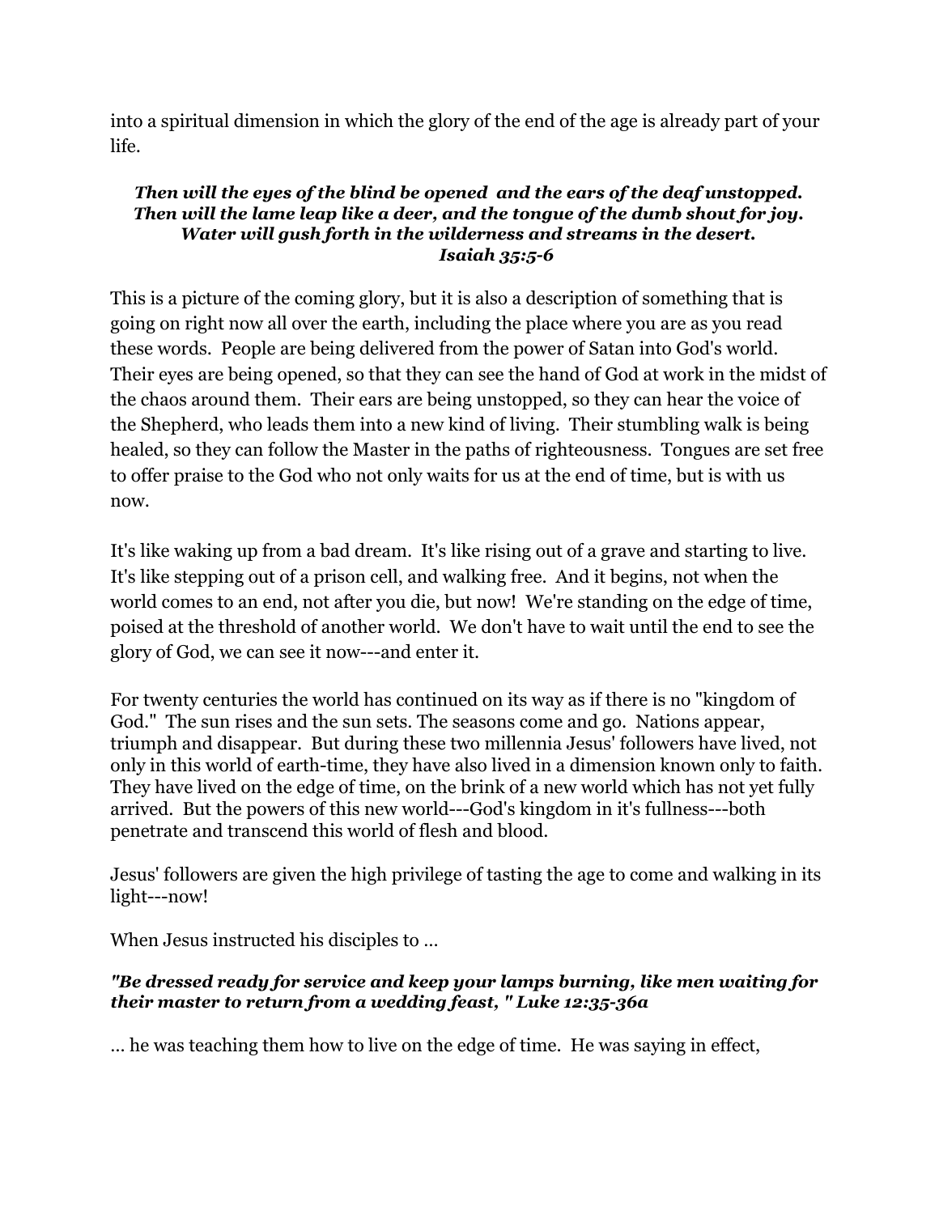into a spiritual dimension in which the glory of the end of the age is already part of your life.

***Then will the eyes of the blind be opened and the ears of the deaf unstopped.***
***Then will the lame leap like a deer, and the tongue of the dumb shout for joy.***
***Water will gush forth in the wilderness and streams in the desert.***
***Isaiah 35:5-6***

This is a picture of the coming glory, but it is also a description of something that is going on right now all over the earth, including the place where you are as you read these words. People are being delivered from the power of Satan into God's world. Their eyes are being opened, so that they can see the hand of God at work in the midst of the chaos around them. Their ears are being unstopped, so they can hear the voice of the Shepherd, who leads them into a new kind of living. Their stumbling walk is being healed, so they can follow the Master in the paths of righteousness. Tongues are set free to offer praise to the God who not only waits for us at the end of time, but is with us now.

It's like waking up from a bad dream. It's like rising out of a grave and starting to live. It's like stepping out of a prison cell, and walking free. And it begins, not when the world comes to an end, not after you die, but now! We're standing on the edge of time, poised at the threshold of another world. We don't have to wait until the end to see the glory of God, we can see it now---and enter it.

For twenty centuries the world has continued on its way as if there is no "kingdom of God." The sun rises and the sun sets. The seasons come and go. Nations appear, triumph and disappear. But during these two millennia Jesus' followers have lived, not only in this world of earth-time, they have also lived in a dimension known only to faith. They have lived on the edge of time, on the brink of a new world which has not yet fully arrived. But the powers of this new world---God's kingdom in it's fullness---both penetrate and transcend this world of flesh and blood.

Jesus' followers are given the high privilege of tasting the age to come and walking in its light---now!

When Jesus instructed his disciples to ...

***"Be dressed ready for service and keep your lamps burning, like men waiting for their master to return from a wedding feast, " Luke 12:35-36a***

... he was teaching them how to live on the edge of time. He was saying in effect,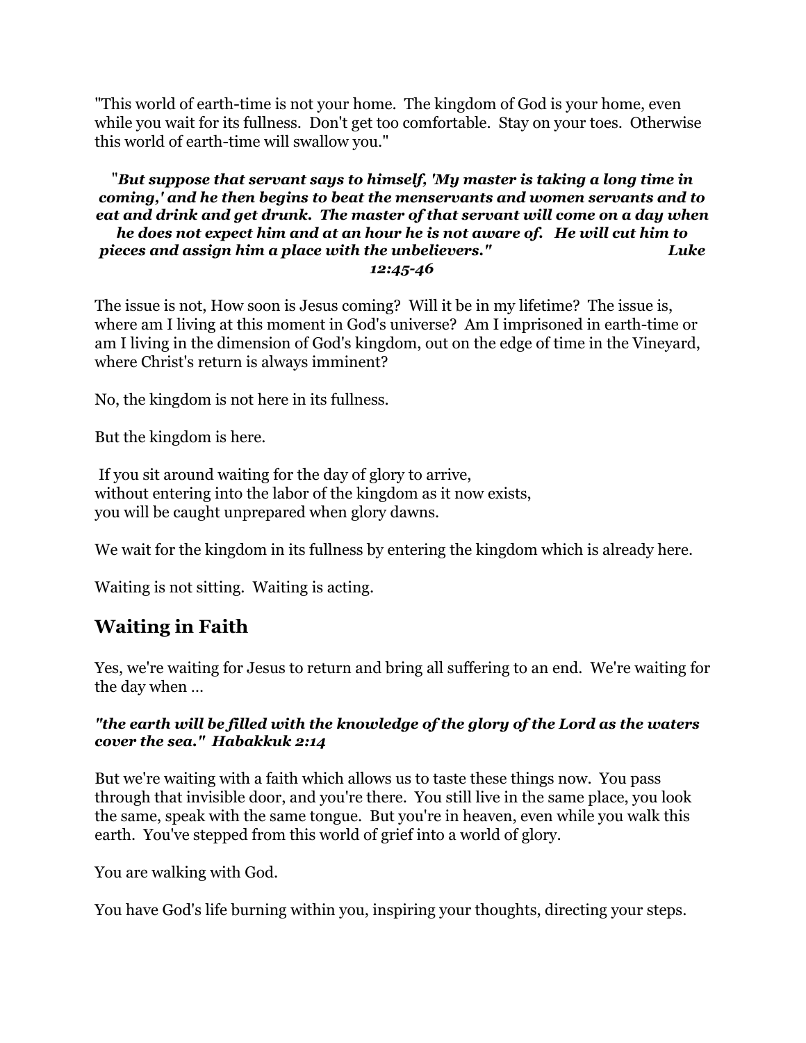"This world of earth-time is not your home. The kingdom of God is your home, even while you wait for its fullness. Don't get too comfortable. Stay on your toes. Otherwise this world of earth-time will swallow you."

"***But suppose that servant says to himself, 'My master is taking a long time in coming,' and he then begins to beat the menservants and women servants and to eat and drink and get drunk. The master of that servant will come on a day when he does not expect him and at an hour he is not aware of. He will cut him to pieces and assign him a place with the unbelievers." Luke 12:45-46***

The issue is not, How soon is Jesus coming? Will it be in my lifetime? The issue is, where am I living at this moment in God's universe? Am I imprisoned in earth-time or am I living in the dimension of God's kingdom, out on the edge of time in the Vineyard, where Christ's return is always imminent?

No, the kingdom is not here in its fullness.

But the kingdom is here.

If you sit around waiting for the day of glory to arrive,
without entering into the labor of the kingdom as it now exists,
you will be caught unprepared when glory dawns.

We wait for the kingdom in its fullness by entering the kingdom which is already here.

Waiting is not sitting. Waiting is acting.

## Waiting in Faith

Yes, we're waiting for Jesus to return and bring all suffering to an end. We're waiting for the day when ...

***"the earth will be filled with the knowledge of the glory of the Lord as the waters cover the sea." Habakkuk 2:14***

But we're waiting with a faith which allows us to taste these things now. You pass through that invisible door, and you're there. You still live in the same place, you look the same, speak with the same tongue. But you're in heaven, even while you walk this earth. You've stepped from this world of grief into a world of glory.

You are walking with God.

You have God's life burning within you, inspiring your thoughts, directing your steps.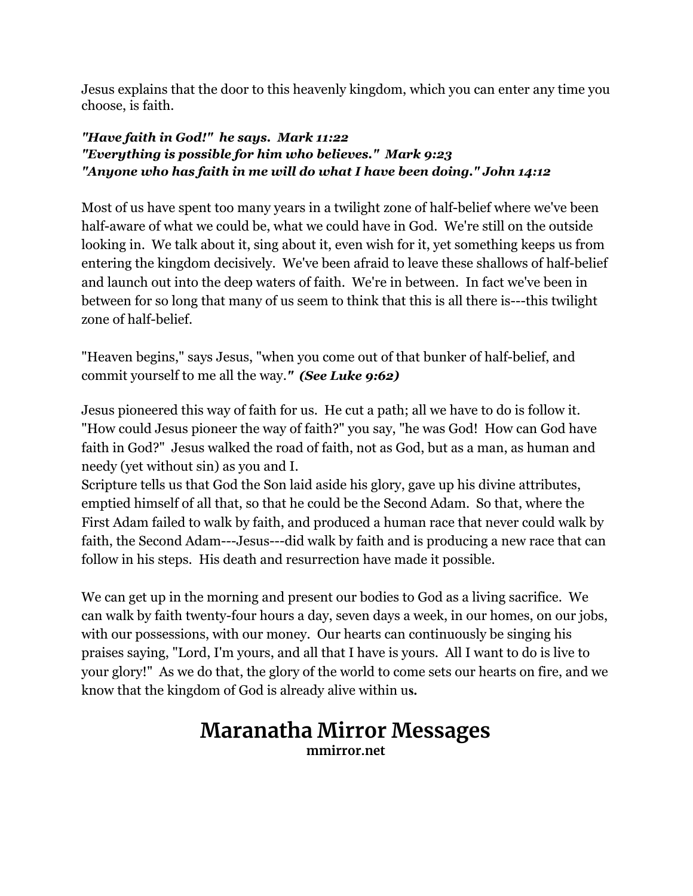Jesus explains that the door to this heavenly kingdom, which you can enter any time you choose, is faith.

***"Have faith in God!"  he says.  Mark 11:22***
***"Everything is possible for him who believes."  Mark 9:23***
***"Anyone who has faith in me will do what I have been doing." John 14:12***

Most of us have spent too many years in a twilight zone of half-belief where we've been half-aware of what we could be, what we could have in God.  We're still on the outside looking in.  We talk about it, sing about it, even wish for it, yet something keeps us from entering the kingdom decisively.  We've been afraid to leave these shallows of half-belief and launch out into the deep waters of faith.  We're in between.  In fact we've been in between for so long that many of us seem to think that this is all there is---this twilight zone of half-belief.

"Heaven begins," says Jesus, "when you come out of that bunker of half-belief, and commit yourself to me all the way.***"  (See Luke 9:62)***

Jesus pioneered this way of faith for us.  He cut a path; all we have to do is follow it.  "How could Jesus pioneer the way of faith?" you say, "he was God!  How can God have faith in God?"  Jesus walked the road of faith, not as God, but as a man, as human and needy (yet without sin) as you and I.
Scripture tells us that God the Son laid aside his glory, gave up his divine attributes, emptied himself of all that, so that he could be the Second Adam.  So that, where the First Adam failed to walk by faith, and produced a human race that never could walk by faith, the Second Adam---Jesus---did walk by faith and is producing a new race that can follow in his steps.  His death and resurrection have made it possible.

We can get up in the morning and present our bodies to God as a living sacrifice.  We can walk by faith twenty-four hours a day, seven days a week, in our homes, on our jobs, with our possessions, with our money.  Our hearts can continuously be singing his praises saying, "Lord, I'm yours, and all that I have is yours.  All I want to do is live to your glory!"  As we do that, the glory of the world to come sets our hearts on fire, and we know that the kingdom of God is already alive within us.

## Maranatha Mirror Messages

**mmirror.net**